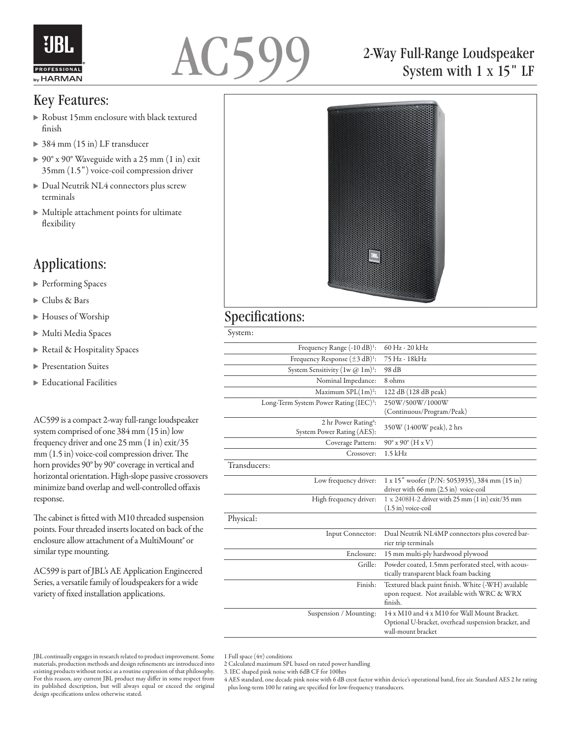# AC599

## 2-Way Full-Range Loudspeaker System with 1 x 15" LF

## Key Features:

- Robust 15mm enclosure with black textured finish
- 384 mm (15 in) LF transducer
- 90° x 90° Waveguide with a 25 mm (1 in) exit 35mm (1.5") voice-coil compression driver
- Dual Neutrik NL4 connectors plus screw terminals
- Multiple attachment points for ultimate flexibility

## Applications:

- Performing Spaces
- Clubs & Bars
- Houses of Worship
- Multi Media Spaces
- Retail & Hospitality Spaces
- Presentation Suites
- Educational Facilities

AC599 is a compact 2-way full-range loudspeaker system comprised of one 384 mm (15 in) low frequency driver and one 25 mm (1 in) exit/35 mm (1.5 in) voice-coil compression driver. The horn provides 90° by 90° coverage in vertical and horizontal orientation. High-slope passive crossovers minimize band overlap and well-controlled offaxis response.

The cabinet is fitted with M10 threaded suspension points. Four threaded inserts located on back of the enclosure allow attachment of a MultiMount® or similar type mounting.

AC599 is part of JBL's AE Application Engineered Series, a versatile family of loudspeakers for a wide variety of fixed installation applications.

## Specifications:

| | |
|---|---|
| **System:** | |
| Frequency Range (-10 dB)[1]: | 60 Hz - 20 kHz |
| Frequency Response (±3 dB)[1]: | 75 Hz - 18kHz |
| System Sensitivity (1w @ 1m)[1]: | 98 dB |
| Nominal Impedance: | 8 ohms |
| Maximum SPL(1m)[2]: | 122 dB (128 dB peak) |
| Long-Term System Power Rating (IEC)[3]: | 250W/500W/1000W (Continuous/Program/Peak) |
| 2 hr Power Rating[4]: System Power Rating (AES): | 350W (1400W peak), 2 hrs |
| Coverage Pattern: | 90° x 90° (H x V) |
| Crossover: | 1.5 kHz |
| **Transducers:** | |
| Low frequency driver: | 1 x 15" woofer (P/N: 5053935), 384 mm (15 in) driver with 66 mm (2.5 in) voice-coil |
| High frequency driver: | 1 x 2408H-2 driver with 25 mm (1 in) exit/35 mm (1.5 in) voice-coil |
| **Physical:** | |
| Input Connector: | Dual Neutrik NL4MP connectors plus covered barrier trip terminals |
| Enclosure: | 15 mm multi-ply hardwood plywood |
| Grille: | Powder coated, 1.5mm perforated steel, with acoustically transparent black foam backing |
| Finish: | Textured black paint finish. White (-WH) available upon request. Not available with WRC & WRX finish. |
| Suspension / Mounting: | 14 x M10 and 4 x M10 for Wall Mount Bracket. Optional U-bracket, overhead suspension bracket, and wall-mount bracket |

1 Full space (4π) conditions
2 Calculated maximum SPL based on rated power handling
3. IEC shaped pink noise with 6dB CF for 100hrs
4 AES standard, one decade pink noise with 6 dB crest factor within device's operational band, free air. Standard AES 2 hr rating plus long-term 100 hr rating are specified for low-frequency transducers.

JBL continually engages in research related to product improvement. Some materials, production methods and design refinements are introduced into existing products without notice as a routine expression of that philosophy. For this reason, any current JBL product may differ in some respect from its published description, but will always equal or exceed the original design specifications unless otherwise stated.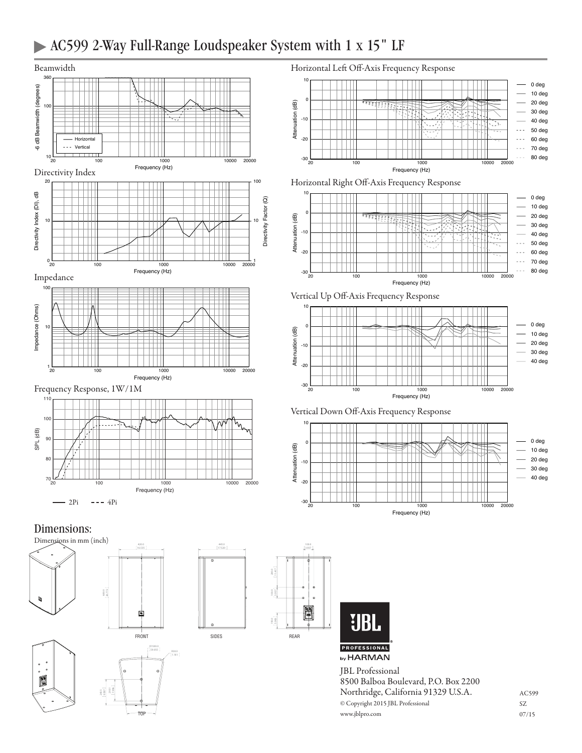# ▶ AC599 2-Way Full-Range Loudspeaker System with 1 x 15" LF

## Beamwidth

-6 dB Beamwidth (degrees)

360
100
10

20 100 1000 10000 20000

Frequency (Hz)

Horizontal
Vertical

## Directivity Index

Directivity Index (DI), dB

Directivity Factor (Q)

20 100
10 10
0 1

20 100 1000 10000 20000

Frequency (Hz)

## Impedance

Impedance (Ohms)

100
10
1

20 100 1000 10000 20000

Frequency (Hz)

## Frequency Response, 1W/1M

SPL (dB)

110
100
90
80
70

20 100 1000 10000 20000

Frequency (Hz)

2Pi
4Pi

## Horizontal Left Off-Axis Frequency Response

Attenuation (dB)

10
0
-10
-20
-30

20 100 1000 10000 20000

Frequency (Hz)

0 deg
10 deg
20 deg
30 deg
40 deg
50 deg
60 deg
70 deg
80 deg

## Horizontal Right Off-Axis Frequency Response

Attenuation (dB)

10
0
-10
-20
-30

20 100 1000 10000 20000

Frequency (Hz)

0 deg
10 deg
20 deg
30 deg
40 deg
50 deg
60 deg
70 deg
80 deg

## Vertical Up Off-Axis Frequency Response

Attenuation (dB)

10
0
-10
-20
-30

20 100 1000 10000 20000

Frequency (Hz)

0 deg
10 deg
20 deg
30 deg
40 deg

## Vertical Down Off-Axis Frequency Response

Attenuation (dB)

10
0
-10
-20
-30

20 100 1000 10000 20000

Frequency (Hz)

0 deg
10 deg
20 deg
30 deg
40 deg

## Dimensions:

Dimensions in mm (inch)

420.0 [16.535]

680.0 [26.772]

445.0 [17.520]

100.0 [3.937]

300.0 [11.811]

100.0 [3.937]

150.0 [5.906]

FRONT

SIDES

REAR

R1500.0 [59.055]

R30.0 [1.181]

TOP

JBL PROFESSIONAL by HARMAN

JBL Professional
8500 Balboa Boulevard, P.O. Box 2200
Northridge, California 91329 U.S.A.

© Copyright 2015 JBL Professional

www.jblpro.com

AC599
SZ
07/15